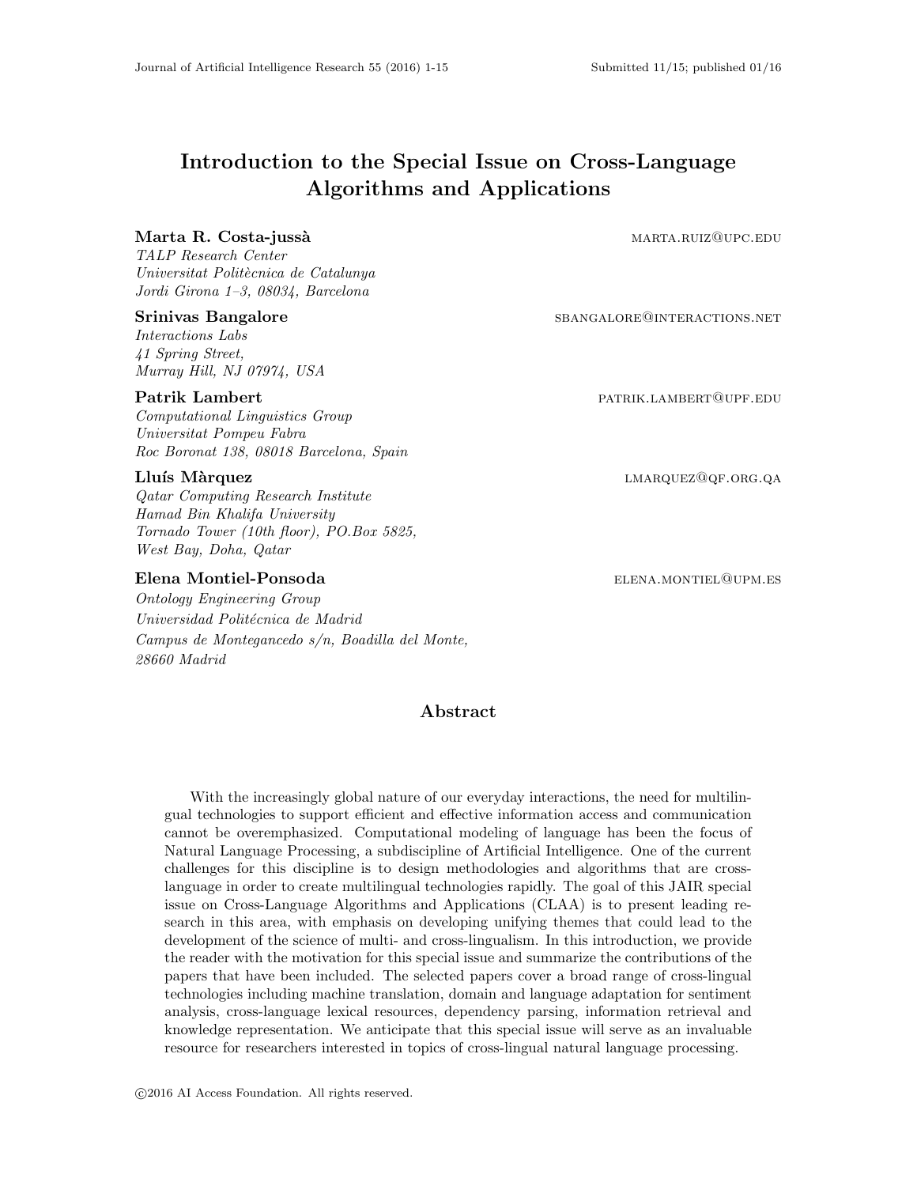# Introduction to the Special Issue on Cross-Language Algorithms and Applications

**Marta R. Costa-jussà** MARTA.RUIZ@UPC.EDU
*TALP Research Center*
*Universitat Politècnica de Catalunya*
*Jordi Girona 1–3, 08034, Barcelona*

**Srinivas Bangalore** SBANGALORE@INTERACTIONS.NET
*Interactions Labs*
*41 Spring Street,*
*Murray Hill, NJ 07974, USA*

**Patrik Lambert** PATRIK.LAMBERT@UPF.EDU
*Computational Linguistics Group*
*Universitat Pompeu Fabra*
*Roc Boronat 138, 08018 Barcelona, Spain*

**Lluís Màrquez** LMARQUEZ@QF.ORG.QA
*Qatar Computing Research Institute*
*Hamad Bin Khalifa University*
*Tornado Tower (10th floor), PO.Box 5825,*
*West Bay, Doha, Qatar*

**Elena Montiel-Ponsoda** ELENA.MONTIEL@UPM.ES
*Ontology Engineering Group*
*Universidad Politécnica de Madrid*
*Campus de Montegancedo s/n, Boadilla del Monte,*
*28660 Madrid*

## Abstract

With the increasingly global nature of our everyday interactions, the need for multilingual technologies to support efficient and effective information access and communication cannot be overemphasized. Computational modeling of language has been the focus of Natural Language Processing, a subdiscipline of Artificial Intelligence. One of the current challenges for this discipline is to design methodologies and algorithms that are cross-language in order to create multilingual technologies rapidly. The goal of this JAIR special issue on Cross-Language Algorithms and Applications (CLAA) is to present leading research in this area, with emphasis on developing unifying themes that could lead to the development of the science of multi- and cross-lingualism. In this introduction, we provide the reader with the motivation for this special issue and summarize the contributions of the papers that have been included. The selected papers cover a broad range of cross-lingual technologies including machine translation, domain and language adaptation for sentiment analysis, cross-language lexical resources, dependency parsing, information retrieval and knowledge representation. We anticipate that this special issue will serve as an invaluable resource for researchers interested in topics of cross-lingual natural language processing.

©2016 AI Access Foundation. All rights reserved.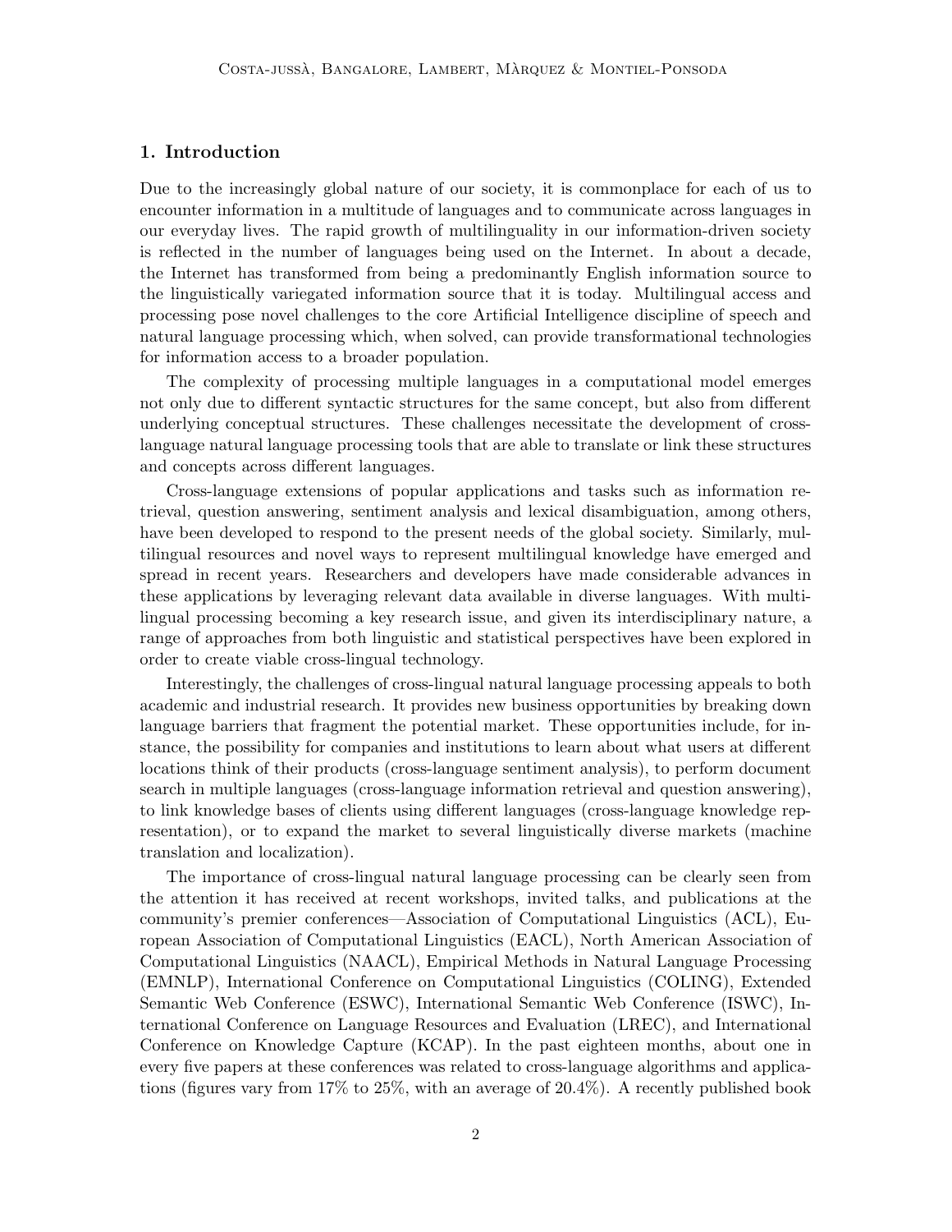## 1. Introduction

Due to the increasingly global nature of our society, it is commonplace for each of us to encounter information in a multitude of languages and to communicate across languages in our everyday lives. The rapid growth of multilinguality in our information-driven society is reflected in the number of languages being used on the Internet. In about a decade, the Internet has transformed from being a predominantly English information source to the linguistically variegated information source that it is today. Multilingual access and processing pose novel challenges to the core Artificial Intelligence discipline of speech and natural language processing which, when solved, can provide transformational technologies for information access to a broader population.

The complexity of processing multiple languages in a computational model emerges not only due to different syntactic structures for the same concept, but also from different underlying conceptual structures. These challenges necessitate the development of cross-language natural language processing tools that are able to translate or link these structures and concepts across different languages.

Cross-language extensions of popular applications and tasks such as information retrieval, question answering, sentiment analysis and lexical disambiguation, among others, have been developed to respond to the present needs of the global society. Similarly, multilingual resources and novel ways to represent multilingual knowledge have emerged and spread in recent years. Researchers and developers have made considerable advances in these applications by leveraging relevant data available in diverse languages. With multilingual processing becoming a key research issue, and given its interdisciplinary nature, a range of approaches from both linguistic and statistical perspectives have been explored in order to create viable cross-lingual technology.

Interestingly, the challenges of cross-lingual natural language processing appeals to both academic and industrial research. It provides new business opportunities by breaking down language barriers that fragment the potential market. These opportunities include, for instance, the possibility for companies and institutions to learn about what users at different locations think of their products (cross-language sentiment analysis), to perform document search in multiple languages (cross-language information retrieval and question answering), to link knowledge bases of clients using different languages (cross-language knowledge representation), or to expand the market to several linguistically diverse markets (machine translation and localization).

The importance of cross-lingual natural language processing can be clearly seen from the attention it has received at recent workshops, invited talks, and publications at the community's premier conferences—Association of Computational Linguistics (ACL), European Association of Computational Linguistics (EACL), North American Association of Computational Linguistics (NAACL), Empirical Methods in Natural Language Processing (EMNLP), International Conference on Computational Linguistics (COLING), Extended Semantic Web Conference (ESWC), International Semantic Web Conference (ISWC), International Conference on Language Resources and Evaluation (LREC), and International Conference on Knowledge Capture (KCAP). In the past eighteen months, about one in every five papers at these conferences was related to cross-language algorithms and applications (figures vary from 17% to 25%, with an average of 20.4%). A recently published book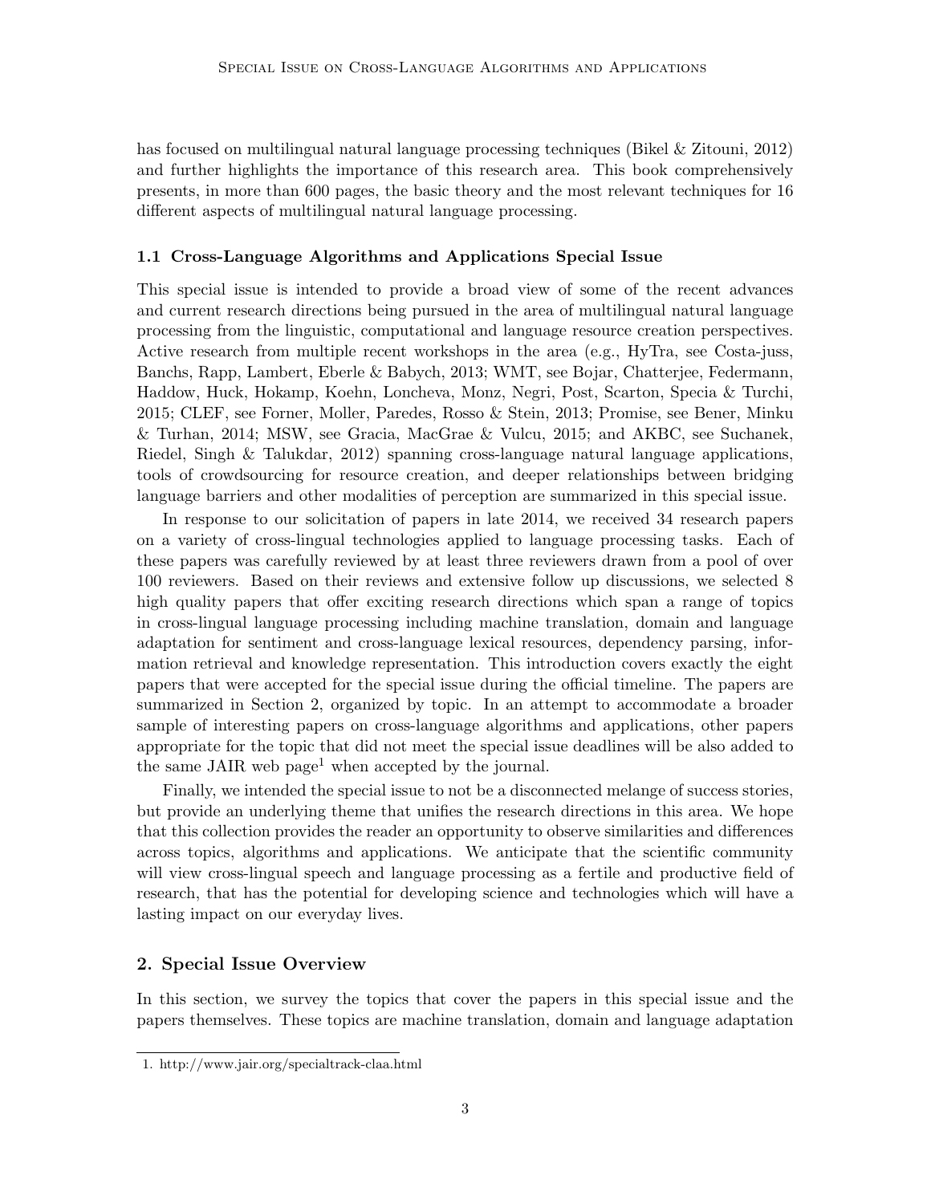has focused on multilingual natural language processing techniques (Bikel & Zitouni, 2012) and further highlights the importance of this research area. This book comprehensively presents, in more than 600 pages, the basic theory and the most relevant techniques for 16 different aspects of multilingual natural language processing.

### 1.1 Cross-Language Algorithms and Applications Special Issue

This special issue is intended to provide a broad view of some of the recent advances and current research directions being pursued in the area of multilingual natural language processing from the linguistic, computational and language resource creation perspectives. Active research from multiple recent workshops in the area (e.g., HyTra, see Costa-juss, Banchs, Rapp, Lambert, Eberle & Babych, 2013; WMT, see Bojar, Chatterjee, Federmann, Haddow, Huck, Hokamp, Koehn, Loncheva, Monz, Negri, Post, Scarton, Specia & Turchi, 2015; CLEF, see Forner, Moller, Paredes, Rosso & Stein, 2013; Promise, see Bener, Minku & Turhan, 2014; MSW, see Gracia, MacGrae & Vulcu, 2015; and AKBC, see Suchanek, Riedel, Singh & Talukdar, 2012) spanning cross-language natural language applications, tools of crowdsourcing for resource creation, and deeper relationships between bridging language barriers and other modalities of perception are summarized in this special issue.

In response to our solicitation of papers in late 2014, we received 34 research papers on a variety of cross-lingual technologies applied to language processing tasks. Each of these papers was carefully reviewed by at least three reviewers drawn from a pool of over 100 reviewers. Based on their reviews and extensive follow up discussions, we selected 8 high quality papers that offer exciting research directions which span a range of topics in cross-lingual language processing including machine translation, domain and language adaptation for sentiment and cross-language lexical resources, dependency parsing, information retrieval and knowledge representation. This introduction covers exactly the eight papers that were accepted for the special issue during the official timeline. The papers are summarized in Section 2, organized by topic. In an attempt to accommodate a broader sample of interesting papers on cross-language algorithms and applications, other papers appropriate for the topic that did not meet the special issue deadlines will be also added to the same JAIR web page[1] when accepted by the journal.

Finally, we intended the special issue to not be a disconnected melange of success stories, but provide an underlying theme that unifies the research directions in this area. We hope that this collection provides the reader an opportunity to observe similarities and differences across topics, algorithms and applications. We anticipate that the scientific community will view cross-lingual speech and language processing as a fertile and productive field of research, that has the potential for developing science and technologies which will have a lasting impact on our everyday lives.

## 2. Special Issue Overview

In this section, we survey the topics that cover the papers in this special issue and the papers themselves. These topics are machine translation, domain and language adaptation

1. http://www.jair.org/specialtrack-claa.html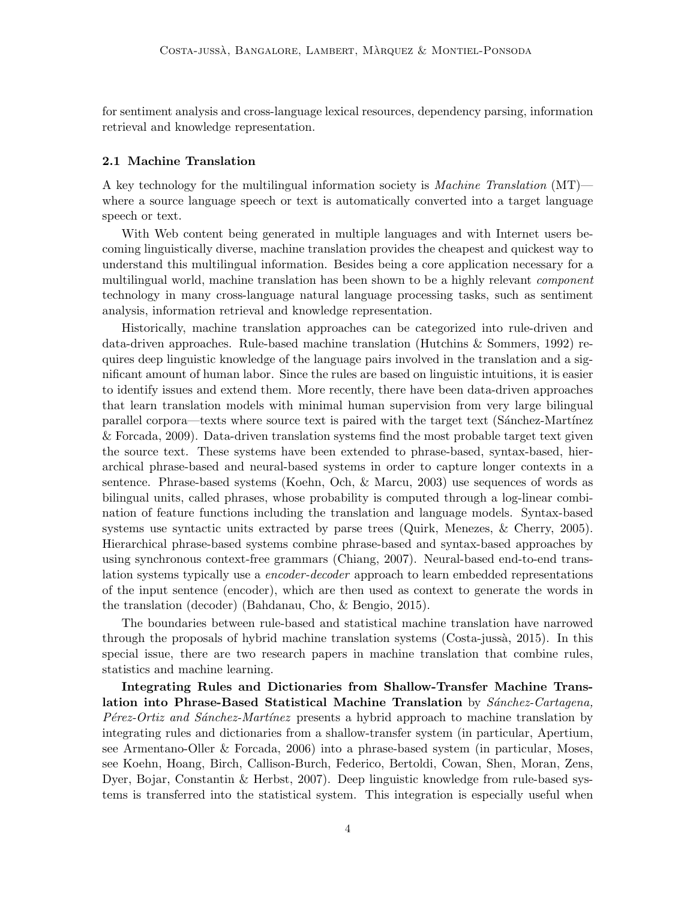for sentiment analysis and cross-language lexical resources, dependency parsing, information retrieval and knowledge representation.

### 2.1 Machine Translation

A key technology for the multilingual information society is *Machine Translation* (MT)—where a source language speech or text is automatically converted into a target language speech or text.

With Web content being generated in multiple languages and with Internet users becoming linguistically diverse, machine translation provides the cheapest and quickest way to understand this multilingual information. Besides being a core application necessary for a multilingual world, machine translation has been shown to be a highly relevant *component* technology in many cross-language natural language processing tasks, such as sentiment analysis, information retrieval and knowledge representation.

Historically, machine translation approaches can be categorized into rule-driven and data-driven approaches. Rule-based machine translation (Hutchins & Sommers, 1992) requires deep linguistic knowledge of the language pairs involved in the translation and a significant amount of human labor. Since the rules are based on linguistic intuitions, it is easier to identify issues and extend them. More recently, there have been data-driven approaches that learn translation models with minimal human supervision from very large bilingual parallel corpora—texts where source text is paired with the target text (Sánchez-Martínez & Forcada, 2009). Data-driven translation systems find the most probable target text given the source text. These systems have been extended to phrase-based, syntax-based, hierarchical phrase-based and neural-based systems in order to capture longer contexts in a sentence. Phrase-based systems (Koehn, Och, & Marcu, 2003) use sequences of words as bilingual units, called phrases, whose probability is computed through a log-linear combination of feature functions including the translation and language models. Syntax-based systems use syntactic units extracted by parse trees (Quirk, Menezes, & Cherry, 2005). Hierarchical phrase-based systems combine phrase-based and syntax-based approaches by using synchronous context-free grammars (Chiang, 2007). Neural-based end-to-end translation systems typically use a *encoder-decoder* approach to learn embedded representations of the input sentence (encoder), which are then used as context to generate the words in the translation (decoder) (Bahdanau, Cho, & Bengio, 2015).

The boundaries between rule-based and statistical machine translation have narrowed through the proposals of hybrid machine translation systems (Costa-jussà, 2015). In this special issue, there are two research papers in machine translation that combine rules, statistics and machine learning.

**Integrating Rules and Dictionaries from Shallow-Transfer Machine Translation into Phrase-Based Statistical Machine Translation** by *Sánchez-Cartagena, Pérez-Ortiz and Sánchez-Martínez* presents a hybrid approach to machine translation by integrating rules and dictionaries from a shallow-transfer system (in particular, Apertium, see Armentano-Oller & Forcada, 2006) into a phrase-based system (in particular, Moses, see Koehn, Hoang, Birch, Callison-Burch, Federico, Bertoldi, Cowan, Shen, Moran, Zens, Dyer, Bojar, Constantin & Herbst, 2007). Deep linguistic knowledge from rule-based systems is transferred into the statistical system. This integration is especially useful when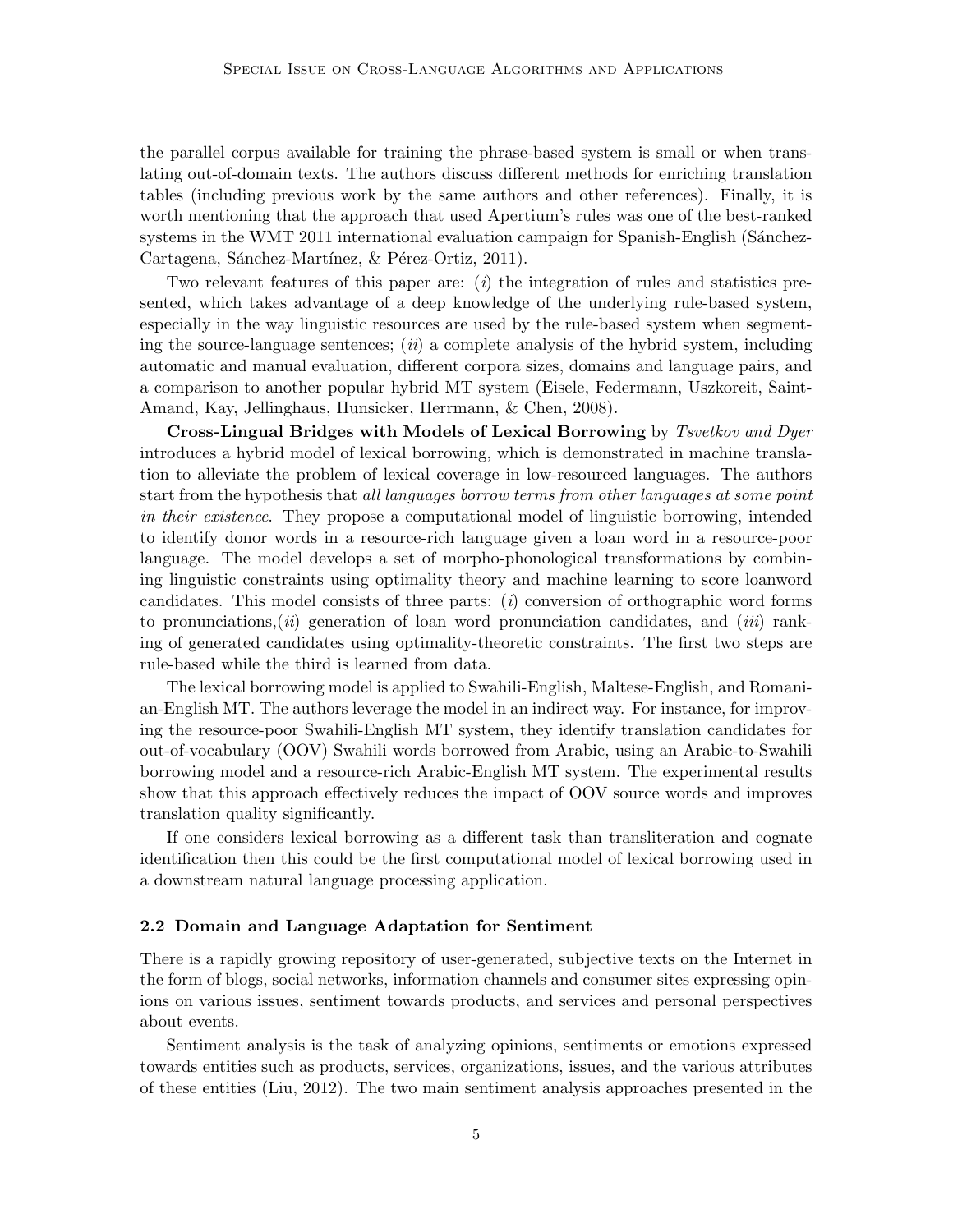the parallel corpus available for training the phrase-based system is small or when translating out-of-domain texts. The authors discuss different methods for enriching translation tables (including previous work by the same authors and other references). Finally, it is worth mentioning that the approach that used Apertium's rules was one of the best-ranked systems in the WMT 2011 international evaluation campaign for Spanish-English (Sánchez-Cartagena, Sánchez-Martínez, & Pérez-Ortiz, 2011).

Two relevant features of this paper are: (*i*) the integration of rules and statistics presented, which takes advantage of a deep knowledge of the underlying rule-based system, especially in the way linguistic resources are used by the rule-based system when segmenting the source-language sentences; (*ii*) a complete analysis of the hybrid system, including automatic and manual evaluation, different corpora sizes, domains and language pairs, and a comparison to another popular hybrid MT system (Eisele, Federmann, Uszkoreit, Saint-Amand, Kay, Jellinghaus, Hunsicker, Herrmann, & Chen, 2008).

**Cross-Lingual Bridges with Models of Lexical Borrowing** by *Tsvetkov and Dyer* introduces a hybrid model of lexical borrowing, which is demonstrated in machine translation to alleviate the problem of lexical coverage in low-resourced languages. The authors start from the hypothesis that *all languages borrow terms from other languages at some point in their existence*. They propose a computational model of linguistic borrowing, intended to identify donor words in a resource-rich language given a loan word in a resource-poor language. The model develops a set of morpho-phonological transformations by combining linguistic constraints using optimality theory and machine learning to score loanword candidates. This model consists of three parts: (*i*) conversion of orthographic word forms to pronunciations,(*ii*) generation of loan word pronunciation candidates, and (*iii*) ranking of generated candidates using optimality-theoretic constraints. The first two steps are rule-based while the third is learned from data.

The lexical borrowing model is applied to Swahili-English, Maltese-English, and Romanian-English MT. The authors leverage the model in an indirect way. For instance, for improving the resource-poor Swahili-English MT system, they identify translation candidates for out-of-vocabulary (OOV) Swahili words borrowed from Arabic, using an Arabic-to-Swahili borrowing model and a resource-rich Arabic-English MT system. The experimental results show that this approach effectively reduces the impact of OOV source words and improves translation quality significantly.

If one considers lexical borrowing as a different task than transliteration and cognate identification then this could be the first computational model of lexical borrowing used in a downstream natural language processing application.

### 2.2 Domain and Language Adaptation for Sentiment

There is a rapidly growing repository of user-generated, subjective texts on the Internet in the form of blogs, social networks, information channels and consumer sites expressing opinions on various issues, sentiment towards products, and services and personal perspectives about events.

Sentiment analysis is the task of analyzing opinions, sentiments or emotions expressed towards entities such as products, services, organizations, issues, and the various attributes of these entities (Liu, 2012). The two main sentiment analysis approaches presented in the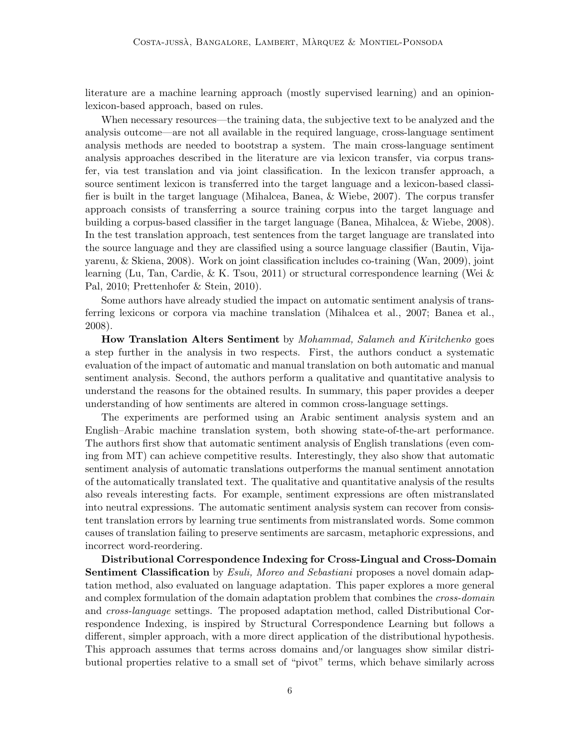literature are a machine learning approach (mostly supervised learning) and an opinion-lexicon-based approach, based on rules.

When necessary resources—the training data, the subjective text to be analyzed and the analysis outcome—are not all available in the required language, cross-language sentiment analysis methods are needed to bootstrap a system. The main cross-language sentiment analysis approaches described in the literature are via lexicon transfer, via corpus transfer, via test translation and via joint classification. In the lexicon transfer approach, a source sentiment lexicon is transferred into the target language and a lexicon-based classifier is built in the target language (Mihalcea, Banea, & Wiebe, 2007). The corpus transfer approach consists of transferring a source training corpus into the target language and building a corpus-based classifier in the target language (Banea, Mihalcea, & Wiebe, 2008). In the test translation approach, test sentences from the target language are translated into the source language and they are classified using a source language classifier (Bautin, Vijayarenu, & Skiena, 2008). Work on joint classification includes co-training (Wan, 2009), joint learning (Lu, Tan, Cardie, & K. Tsou, 2011) or structural correspondence learning (Wei & Pal, 2010; Prettenhofer & Stein, 2010).

Some authors have already studied the impact on automatic sentiment analysis of transferring lexicons or corpora via machine translation (Mihalcea et al., 2007; Banea et al., 2008).

**How Translation Alters Sentiment** by *Mohammad, Salameh and Kiritchenko* goes a step further in the analysis in two respects. First, the authors conduct a systematic evaluation of the impact of automatic and manual translation on both automatic and manual sentiment analysis. Second, the authors perform a qualitative and quantitative analysis to understand the reasons for the obtained results. In summary, this paper provides a deeper understanding of how sentiments are altered in common cross-language settings.

The experiments are performed using an Arabic sentiment analysis system and an English–Arabic machine translation system, both showing state-of-the-art performance. The authors first show that automatic sentiment analysis of English translations (even coming from MT) can achieve competitive results. Interestingly, they also show that automatic sentiment analysis of automatic translations outperforms the manual sentiment annotation of the automatically translated text. The qualitative and quantitative analysis of the results also reveals interesting facts. For example, sentiment expressions are often mistranslated into neutral expressions. The automatic sentiment analysis system can recover from consistent translation errors by learning true sentiments from mistranslated words. Some common causes of translation failing to preserve sentiments are sarcasm, metaphoric expressions, and incorrect word-reordering.

**Distributional Correspondence Indexing for Cross-Lingual and Cross-Domain Sentiment Classification** by *Esuli, Moreo and Sebastiani* proposes a novel domain adaptation method, also evaluated on language adaptation. This paper explores a more general and complex formulation of the domain adaptation problem that combines the *cross-domain* and *cross-language* settings. The proposed adaptation method, called Distributional Correspondence Indexing, is inspired by Structural Correspondence Learning but follows a different, simpler approach, with a more direct application of the distributional hypothesis. This approach assumes that terms across domains and/or languages show similar distributional properties relative to a small set of "pivot" terms, which behave similarly across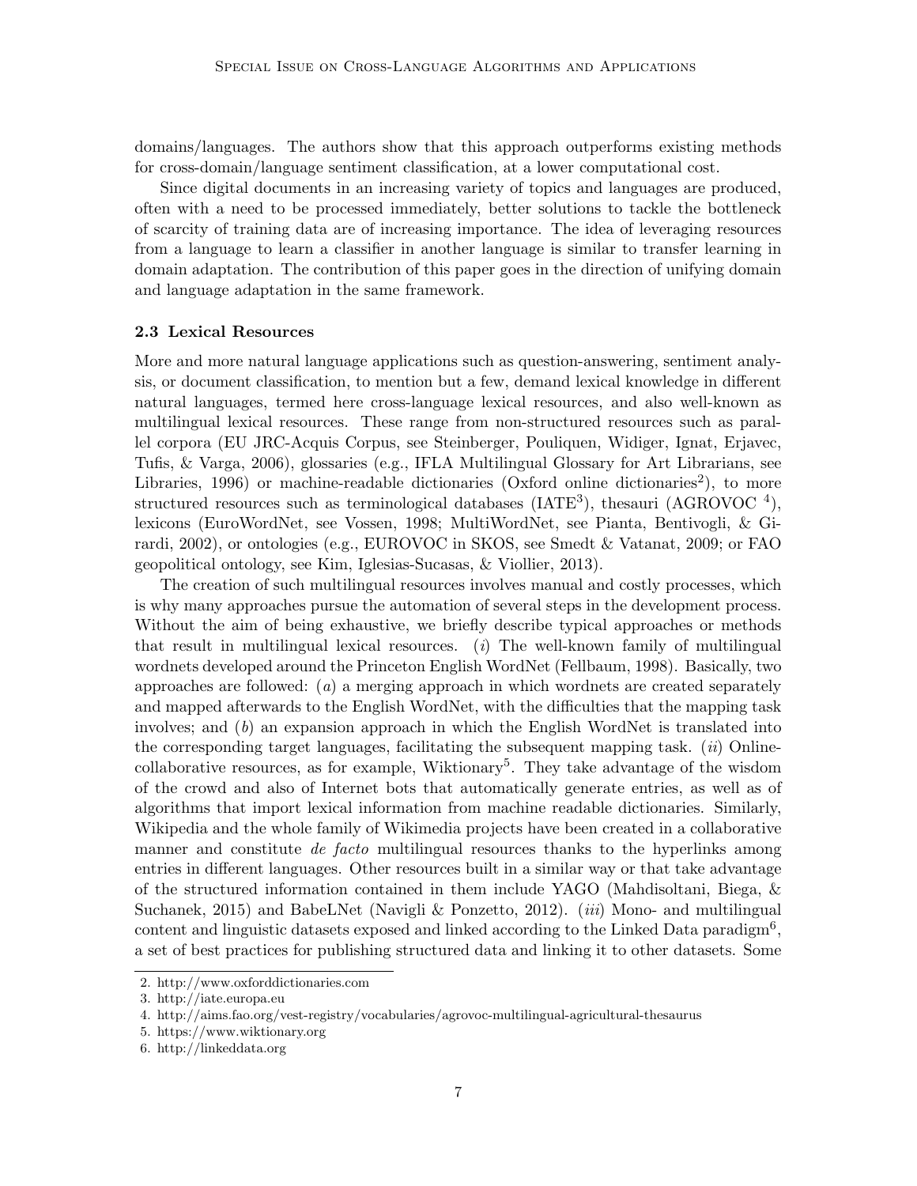domains/languages. The authors show that this approach outperforms existing methods for cross-domain/language sentiment classification, at a lower computational cost.

Since digital documents in an increasing variety of topics and languages are produced, often with a need to be processed immediately, better solutions to tackle the bottleneck of scarcity of training data are of increasing importance. The idea of leveraging resources from a language to learn a classifier in another language is similar to transfer learning in domain adaptation. The contribution of this paper goes in the direction of unifying domain and language adaptation in the same framework.

### 2.3 Lexical Resources

More and more natural language applications such as question-answering, sentiment analysis, or document classification, to mention but a few, demand lexical knowledge in different natural languages, termed here cross-language lexical resources, and also well-known as multilingual lexical resources. These range from non-structured resources such as parallel corpora (EU JRC-Acquis Corpus, see Steinberger, Pouliquen, Widiger, Ignat, Erjavec, Tufis, & Varga, 2006), glossaries (e.g., IFLA Multilingual Glossary for Art Librarians, see Libraries, 1996) or machine-readable dictionaries (Oxford online dictionaries[2]), to more structured resources such as terminological databases (IATE[3]), thesauri (AGROVOC [4]), lexicons (EuroWordNet, see Vossen, 1998; MultiWordNet, see Pianta, Bentivogli, & Girardi, 2002), or ontologies (e.g., EUROVOC in SKOS, see Smedt & Vatanat, 2009; or FAO geopolitical ontology, see Kim, Iglesias-Sucasas, & Viollier, 2013).

The creation of such multilingual resources involves manual and costly processes, which is why many approaches pursue the automation of several steps in the development process. Without the aim of being exhaustive, we briefly describe typical approaches or methods that result in multilingual lexical resources. (*i*) The well-known family of multilingual wordnets developed around the Princeton English WordNet (Fellbaum, 1998). Basically, two approaches are followed: (*a*) a merging approach in which wordnets are created separately and mapped afterwards to the English WordNet, with the difficulties that the mapping task involves; and (*b*) an expansion approach in which the English WordNet is translated into the corresponding target languages, facilitating the subsequent mapping task. (*ii*) Online-collaborative resources, as for example, Wiktionary[5]. They take advantage of the wisdom of the crowd and also of Internet bots that automatically generate entries, as well as of algorithms that import lexical information from machine readable dictionaries. Similarly, Wikipedia and the whole family of Wikimedia projects have been created in a collaborative manner and constitute *de facto* multilingual resources thanks to the hyperlinks among entries in different languages. Other resources built in a similar way or that take advantage of the structured information contained in them include YAGO (Mahdisoltani, Biega, & Suchanek, 2015) and BabeLNet (Navigli & Ponzetto, 2012). (*iii*) Mono- and multilingual content and linguistic datasets exposed and linked according to the Linked Data paradigm[6], a set of best practices for publishing structured data and linking it to other datasets. Some

2. http://www.oxforddictionaries.com
3. http://iate.europa.eu
4. http://aims.fao.org/vest-registry/vocabularies/agrovoc-multilingual-agricultural-thesaurus
5. https://www.wiktionary.org
6. http://linkeddata.org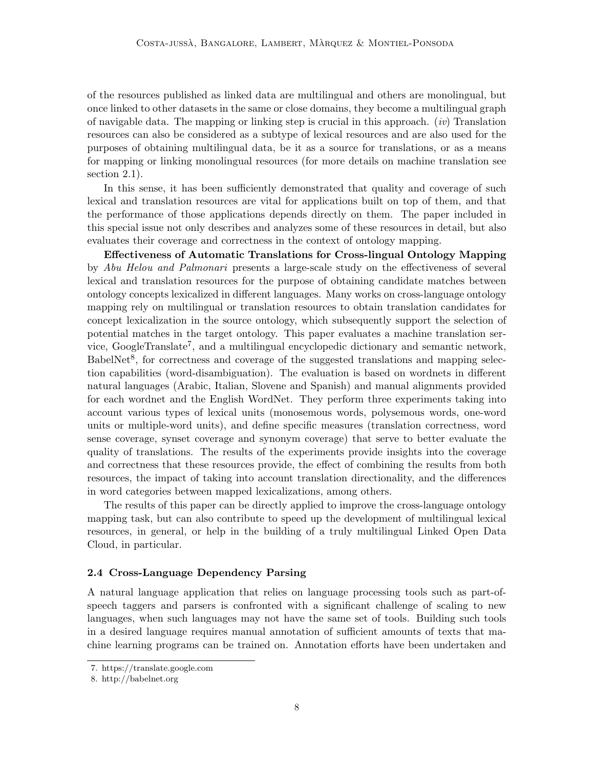of the resources published as linked data are multilingual and others are monolingual, but once linked to other datasets in the same or close domains, they become a multilingual graph of navigable data. The mapping or linking step is crucial in this approach. (*iv*) Translation resources can also be considered as a subtype of lexical resources and are also used for the purposes of obtaining multilingual data, be it as a source for translations, or as a means for mapping or linking monolingual resources (for more details on machine translation see section 2.1).

In this sense, it has been sufficiently demonstrated that quality and coverage of such lexical and translation resources are vital for applications built on top of them, and that the performance of those applications depends directly on them. The paper included in this special issue not only describes and analyzes some of these resources in detail, but also evaluates their coverage and correctness in the context of ontology mapping.

**Effectiveness of Automatic Translations for Cross-lingual Ontology Mapping** by *Abu Helou and Palmonari* presents a large-scale study on the effectiveness of several lexical and translation resources for the purpose of obtaining candidate matches between ontology concepts lexicalized in different languages. Many works on cross-language ontology mapping rely on multilingual or translation resources to obtain translation candidates for concept lexicalization in the source ontology, which subsequently support the selection of potential matches in the target ontology. This paper evaluates a machine translation service, GoogleTranslate[7], and a multilingual encyclopedic dictionary and semantic network, BabelNet[8], for correctness and coverage of the suggested translations and mapping selection capabilities (word-disambiguation). The evaluation is based on wordnets in different natural languages (Arabic, Italian, Slovene and Spanish) and manual alignments provided for each wordnet and the English WordNet. They perform three experiments taking into account various types of lexical units (monosemous words, polysemous words, one-word units or multiple-word units), and define specific measures (translation correctness, word sense coverage, synset coverage and synonym coverage) that serve to better evaluate the quality of translations. The results of the experiments provide insights into the coverage and correctness that these resources provide, the effect of combining the results from both resources, the impact of taking into account translation directionality, and the differences in word categories between mapped lexicalizations, among others.

The results of this paper can be directly applied to improve the cross-language ontology mapping task, but can also contribute to speed up the development of multilingual lexical resources, in general, or help in the building of a truly multilingual Linked Open Data Cloud, in particular.

### 2.4 Cross-Language Dependency Parsing

A natural language application that relies on language processing tools such as part-of-speech taggers and parsers is confronted with a significant challenge of scaling to new languages, when such languages may not have the same set of tools. Building such tools in a desired language requires manual annotation of sufficient amounts of texts that machine learning programs can be trained on. Annotation efforts have been undertaken and

7. https://translate.google.com
8. http://babelnet.org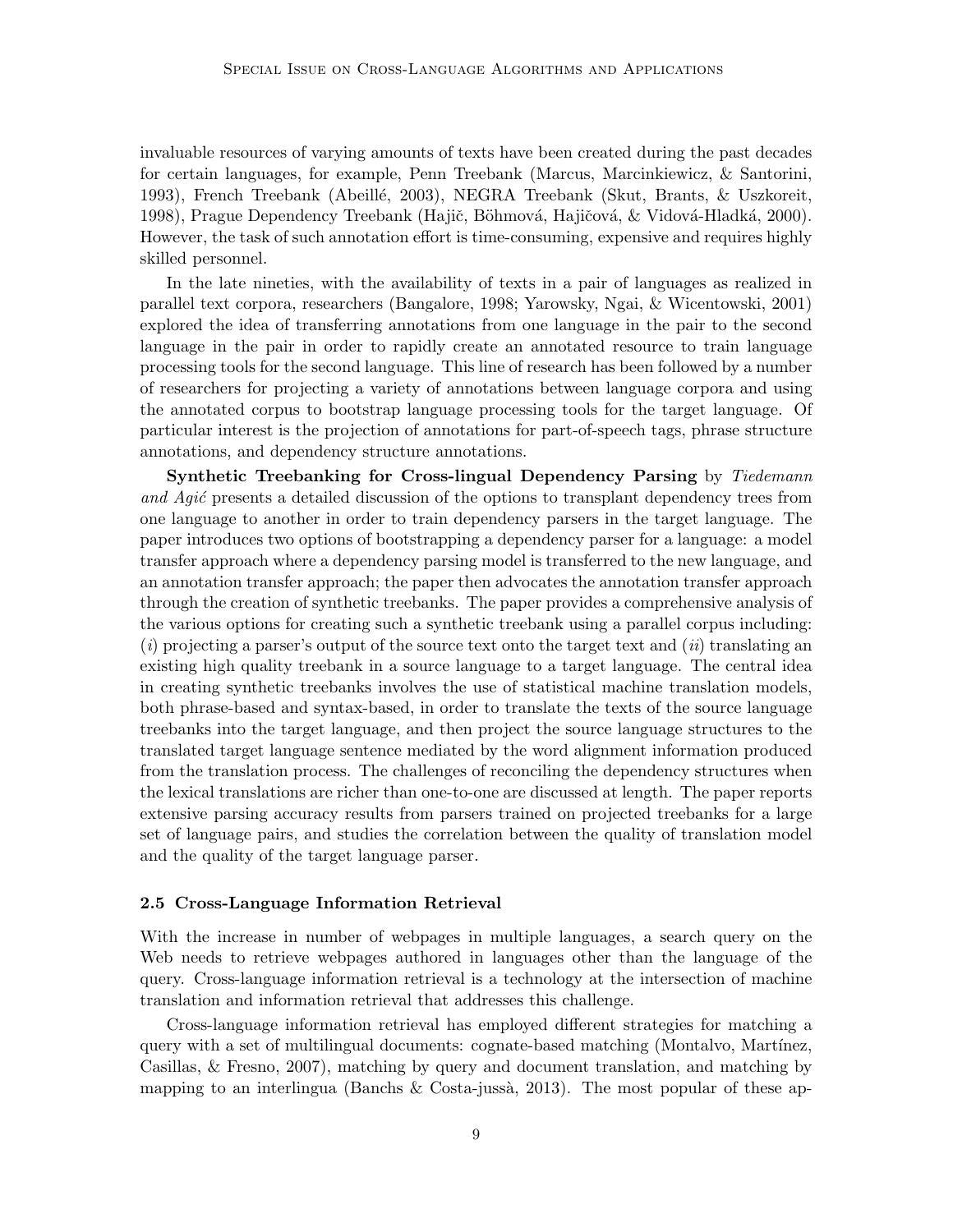invaluable resources of varying amounts of texts have been created during the past decades for certain languages, for example, Penn Treebank (Marcus, Marcinkiewicz, & Santorini, 1993), French Treebank (Abeillé, 2003), NEGRA Treebank (Skut, Brants, & Uszkoreit, 1998), Prague Dependency Treebank (Hajič, Böhmová, Hajičová, & Vidová-Hladká, 2000). However, the task of such annotation effort is time-consuming, expensive and requires highly skilled personnel.

In the late nineties, with the availability of texts in a pair of languages as realized in parallel text corpora, researchers (Bangalore, 1998; Yarowsky, Ngai, & Wicentowski, 2001) explored the idea of transferring annotations from one language in the pair to the second language in the pair in order to rapidly create an annotated resource to train language processing tools for the second language. This line of research has been followed by a number of researchers for projecting a variety of annotations between language corpora and using the annotated corpus to bootstrap language processing tools for the target language. Of particular interest is the projection of annotations for part-of-speech tags, phrase structure annotations, and dependency structure annotations.

**Synthetic Treebanking for Cross-lingual Dependency Parsing** by *Tiedemann and Agić* presents a detailed discussion of the options to transplant dependency trees from one language to another in order to train dependency parsers in the target language. The paper introduces two options of bootstrapping a dependency parser for a language: a model transfer approach where a dependency parsing model is transferred to the new language, and an annotation transfer approach; the paper then advocates the annotation transfer approach through the creation of synthetic treebanks. The paper provides a comprehensive analysis of the various options for creating such a synthetic treebank using a parallel corpus including: (*i*) projecting a parser's output of the source text onto the target text and (*ii*) translating an existing high quality treebank in a source language to a target language. The central idea in creating synthetic treebanks involves the use of statistical machine translation models, both phrase-based and syntax-based, in order to translate the texts of the source language treebanks into the target language, and then project the source language structures to the translated target language sentence mediated by the word alignment information produced from the translation process. The challenges of reconciling the dependency structures when the lexical translations are richer than one-to-one are discussed at length. The paper reports extensive parsing accuracy results from parsers trained on projected treebanks for a large set of language pairs, and studies the correlation between the quality of translation model and the quality of the target language parser.

### 2.5 Cross-Language Information Retrieval

With the increase in number of webpages in multiple languages, a search query on the Web needs to retrieve webpages authored in languages other than the language of the query. Cross-language information retrieval is a technology at the intersection of machine translation and information retrieval that addresses this challenge.

Cross-language information retrieval has employed different strategies for matching a query with a set of multilingual documents: cognate-based matching (Montalvo, Martínez, Casillas, & Fresno, 2007), matching by query and document translation, and matching by mapping to an interlingua (Banchs & Costa-jussà, 2013). The most popular of these ap-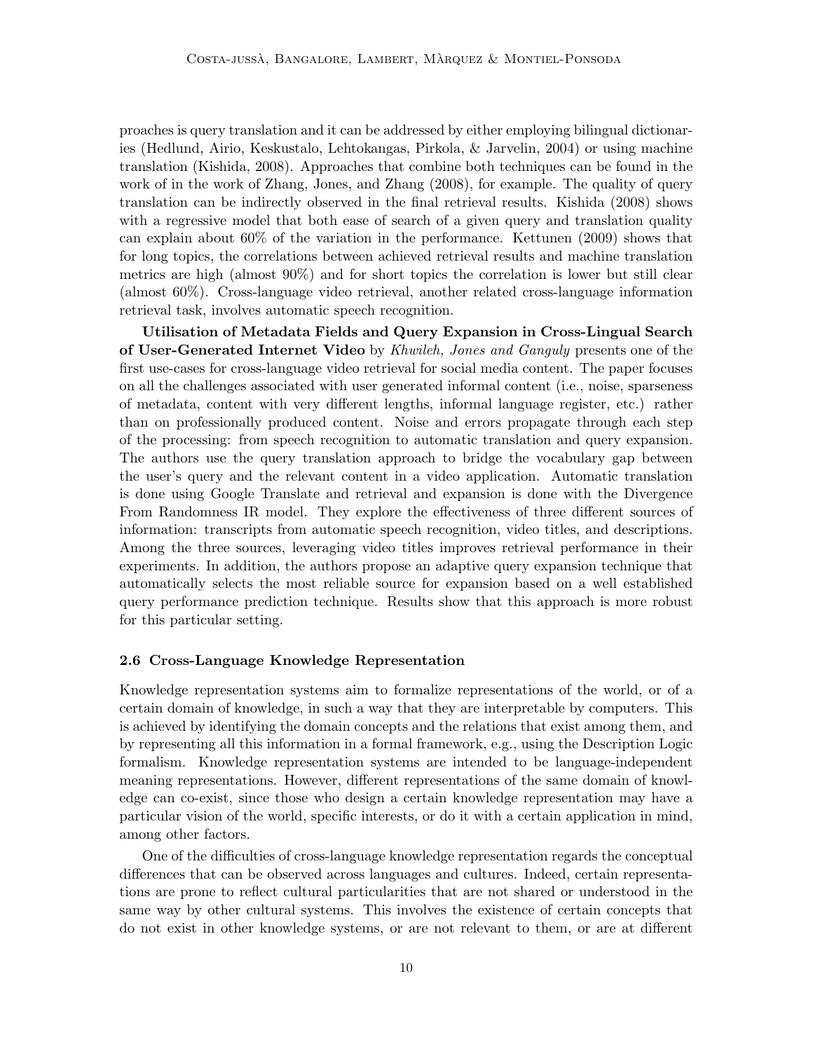proaches is query translation and it can be addressed by either employing bilingual dictionaries (Hedlund, Airio, Keskustalo, Lehtokangas, Pirkola, & Jarvelin, 2004) or using machine translation (Kishida, 2008). Approaches that combine both techniques can be found in the work of in the work of Zhang, Jones, and Zhang (2008), for example. The quality of query translation can be indirectly observed in the final retrieval results. Kishida (2008) shows with a regressive model that both ease of search of a given query and translation quality can explain about 60% of the variation in the performance. Kettunen (2009) shows that for long topics, the correlations between achieved retrieval results and machine translation metrics are high (almost 90%) and for short topics the correlation is lower but still clear (almost 60%). Cross-language video retrieval, another related cross-language information retrieval task, involves automatic speech recognition.

**Utilisation of Metadata Fields and Query Expansion in Cross-Lingual Search of User-Generated Internet Video** by *Khwileh, Jones and Ganguly* presents one of the first use-cases for cross-language video retrieval for social media content. The paper focuses on all the challenges associated with user generated informal content (i.e., noise, sparseness of metadata, content with very different lengths, informal language register, etc.) rather than on professionally produced content. Noise and errors propagate through each step of the processing: from speech recognition to automatic translation and query expansion. The authors use the query translation approach to bridge the vocabulary gap between the user's query and the relevant content in a video application. Automatic translation is done using Google Translate and retrieval and expansion is done with the Divergence From Randomness IR model. They explore the effectiveness of three different sources of information: transcripts from automatic speech recognition, video titles, and descriptions. Among the three sources, leveraging video titles improves retrieval performance in their experiments. In addition, the authors propose an adaptive query expansion technique that automatically selects the most reliable source for expansion based on a well established query performance prediction technique. Results show that this approach is more robust for this particular setting.

### 2.6 Cross-Language Knowledge Representation

Knowledge representation systems aim to formalize representations of the world, or of a certain domain of knowledge, in such a way that they are interpretable by computers. This is achieved by identifying the domain concepts and the relations that exist among them, and by representing all this information in a formal framework, e.g., using the Description Logic formalism. Knowledge representation systems are intended to be language-independent meaning representations. However, different representations of the same domain of knowledge can co-exist, since those who design a certain knowledge representation may have a particular vision of the world, specific interests, or do it with a certain application in mind, among other factors.

One of the difficulties of cross-language knowledge representation regards the conceptual differences that can be observed across languages and cultures. Indeed, certain representations are prone to reflect cultural particularities that are not shared or understood in the same way by other cultural systems. This involves the existence of certain concepts that do not exist in other knowledge systems, or are not relevant to them, or are at different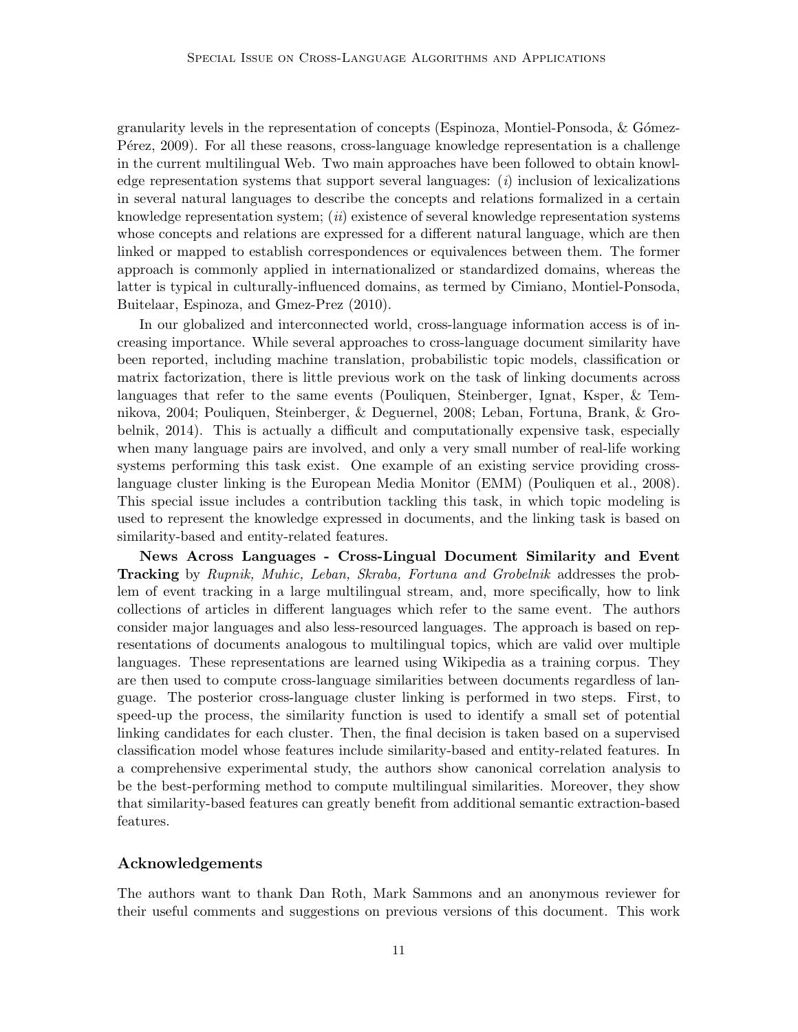granularity levels in the representation of concepts (Espinoza, Montiel-Ponsoda, & Gómez-Pérez, 2009). For all these reasons, cross-language knowledge representation is a challenge in the current multilingual Web. Two main approaches have been followed to obtain knowledge representation systems that support several languages: (*i*) inclusion of lexicalizations in several natural languages to describe the concepts and relations formalized in a certain knowledge representation system; (*ii*) existence of several knowledge representation systems whose concepts and relations are expressed for a different natural language, which are then linked or mapped to establish correspondences or equivalences between them. The former approach is commonly applied in internationalized or standardized domains, whereas the latter is typical in culturally-influenced domains, as termed by Cimiano, Montiel-Ponsoda, Buitelaar, Espinoza, and Gmez-Prez (2010).

In our globalized and interconnected world, cross-language information access is of increasing importance. While several approaches to cross-language document similarity have been reported, including machine translation, probabilistic topic models, classification or matrix factorization, there is little previous work on the task of linking documents across languages that refer to the same events (Pouliquen, Steinberger, Ignat, Ksper, & Temnikova, 2004; Pouliquen, Steinberger, & Deguernel, 2008; Leban, Fortuna, Brank, & Grobelnik, 2014). This is actually a difficult and computationally expensive task, especially when many language pairs are involved, and only a very small number of real-life working systems performing this task exist. One example of an existing service providing cross-language cluster linking is the European Media Monitor (EMM) (Pouliquen et al., 2008). This special issue includes a contribution tackling this task, in which topic modeling is used to represent the knowledge expressed in documents, and the linking task is based on similarity-based and entity-related features.

**News Across Languages - Cross-Lingual Document Similarity and Event Tracking** by *Rupnik, Muhic, Leban, Skraba, Fortuna and Grobelnik* addresses the problem of event tracking in a large multilingual stream, and, more specifically, how to link collections of articles in different languages which refer to the same event. The authors consider major languages and also less-resourced languages. The approach is based on representations of documents analogous to multilingual topics, which are valid over multiple languages. These representations are learned using Wikipedia as a training corpus. They are then used to compute cross-language similarities between documents regardless of language. The posterior cross-language cluster linking is performed in two steps. First, to speed-up the process, the similarity function is used to identify a small set of potential linking candidates for each cluster. Then, the final decision is taken based on a supervised classification model whose features include similarity-based and entity-related features. In a comprehensive experimental study, the authors show canonical correlation analysis to be the best-performing method to compute multilingual similarities. Moreover, they show that similarity-based features can greatly benefit from additional semantic extraction-based features.

## Acknowledgements

The authors want to thank Dan Roth, Mark Sammons and an anonymous reviewer for their useful comments and suggestions on previous versions of this document. This work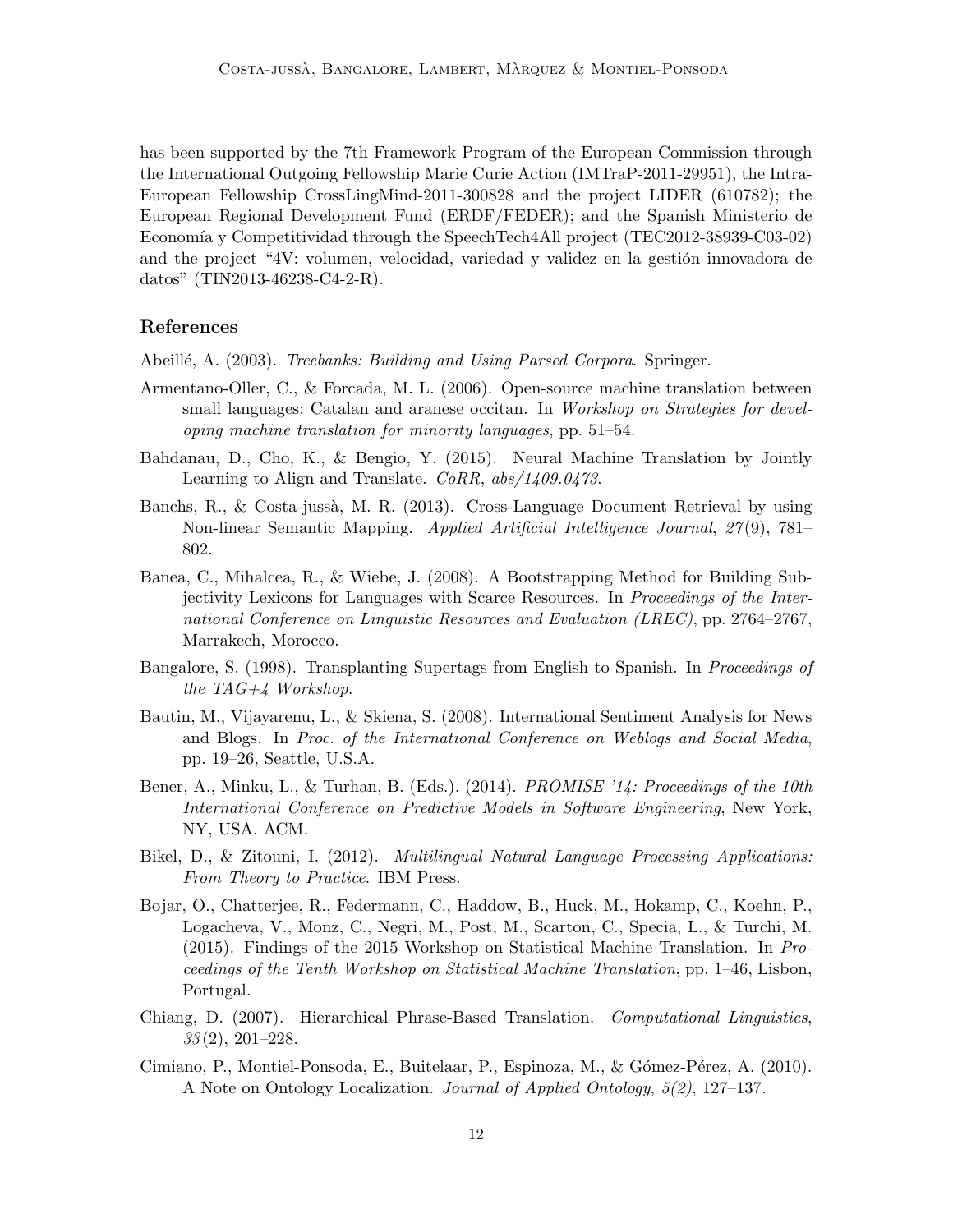has been supported by the 7th Framework Program of the European Commission through the International Outgoing Fellowship Marie Curie Action (IMTraP-2011-29951), the Intra-European Fellowship CrossLingMind-2011-300828 and the project LIDER (610782); the European Regional Development Fund (ERDF/FEDER); and the Spanish Ministerio de Economía y Competitividad through the SpeechTech4All project (TEC2012-38939-C03-02) and the project "4V: volumen, velocidad, variedad y validez en la gestión innovadora de datos" (TIN2013-46238-C4-2-R).

## References

Abeillé, A. (2003). *Treebanks: Building and Using Parsed Corpora*. Springer.

Armentano-Oller, C., & Forcada, M. L. (2006). Open-source machine translation between small languages: Catalan and aranese occitan. In *Workshop on Strategies for developing machine translation for minority languages*, pp. 51–54.

Bahdanau, D., Cho, K., & Bengio, Y. (2015). Neural Machine Translation by Jointly Learning to Align and Translate. *CoRR*, *abs/1409.0473*.

Banchs, R., & Costa-jussà, M. R. (2013). Cross-Language Document Retrieval by using Non-linear Semantic Mapping. *Applied Artificial Intelligence Journal*, *27*(9), 781–802.

Banea, C., Mihalcea, R., & Wiebe, J. (2008). A Bootstrapping Method for Building Subjectivity Lexicons for Languages with Scarce Resources. In *Proceedings of the International Conference on Linguistic Resources and Evaluation (LREC)*, pp. 2764–2767, Marrakech, Morocco.

Bangalore, S. (1998). Transplanting Supertags from English to Spanish. In *Proceedings of the TAG+4 Workshop*.

Bautin, M., Vijayarenu, L., & Skiena, S. (2008). International Sentiment Analysis for News and Blogs. In *Proc. of the International Conference on Weblogs and Social Media*, pp. 19–26, Seattle, U.S.A.

Bener, A., Minku, L., & Turhan, B. (Eds.). (2014). *PROMISE '14: Proceedings of the 10th International Conference on Predictive Models in Software Engineering*, New York, NY, USA. ACM.

Bikel, D., & Zitouni, I. (2012). *Multilingual Natural Language Processing Applications: From Theory to Practice*. IBM Press.

Bojar, O., Chatterjee, R., Federmann, C., Haddow, B., Huck, M., Hokamp, C., Koehn, P., Logacheva, V., Monz, C., Negri, M., Post, M., Scarton, C., Specia, L., & Turchi, M. (2015). Findings of the 2015 Workshop on Statistical Machine Translation. In *Proceedings of the Tenth Workshop on Statistical Machine Translation*, pp. 1–46, Lisbon, Portugal.

Chiang, D. (2007). Hierarchical Phrase-Based Translation. *Computational Linguistics*, *33*(2), 201–228.

Cimiano, P., Montiel-Ponsoda, E., Buitelaar, P., Espinoza, M., & Gómez-Pérez, A. (2010). A Note on Ontology Localization. *Journal of Applied Ontology*, *5(2)*, 127–137.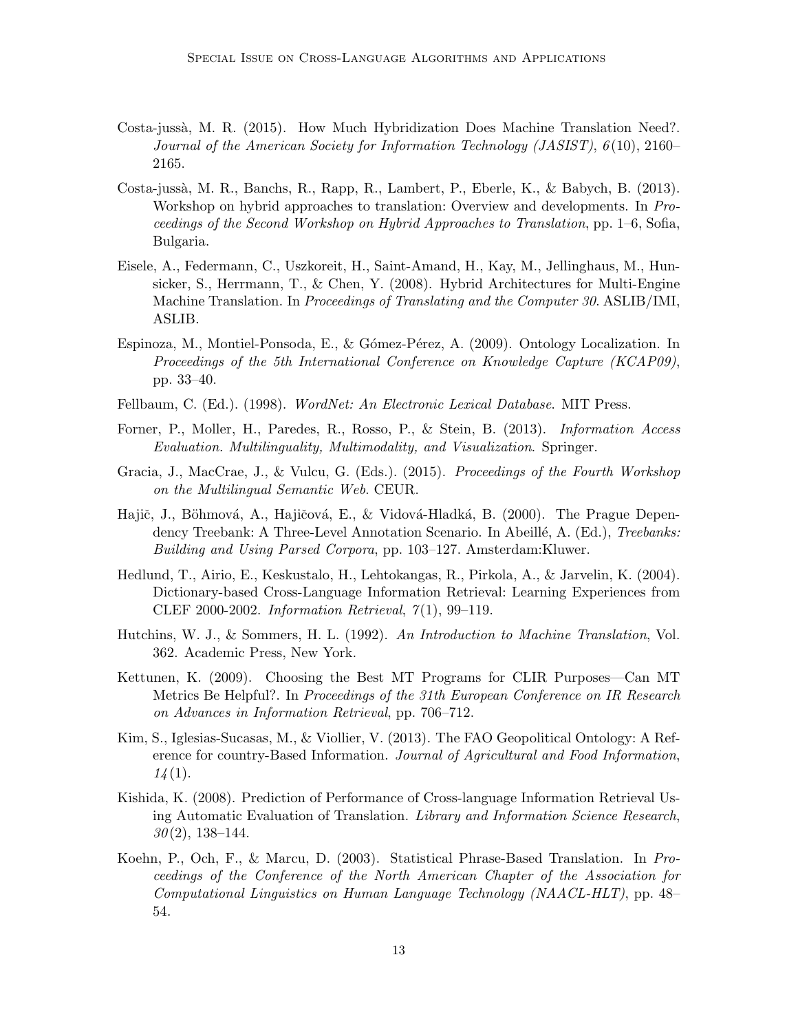Costa-jussà, M. R. (2015). How Much Hybridization Does Machine Translation Need?. *Journal of the American Society for Information Technology (JASIST)*, *6*(10), 2160–2165.

Costa-jussà, M. R., Banchs, R., Rapp, R., Lambert, P., Eberle, K., & Babych, B. (2013). Workshop on hybrid approaches to translation: Overview and developments. In *Proceedings of the Second Workshop on Hybrid Approaches to Translation*, pp. 1–6, Sofia, Bulgaria.

Eisele, A., Federmann, C., Uszkoreit, H., Saint-Amand, H., Kay, M., Jellinghaus, M., Hunsicker, S., Herrmann, T., & Chen, Y. (2008). Hybrid Architectures for Multi-Engine Machine Translation. In *Proceedings of Translating and the Computer 30*. ASLIB/IMI, ASLIB.

Espinoza, M., Montiel-Ponsoda, E., & Gómez-Pérez, A. (2009). Ontology Localization. In *Proceedings of the 5th International Conference on Knowledge Capture (KCAP09)*, pp. 33–40.

Fellbaum, C. (Ed.). (1998). *WordNet: An Electronic Lexical Database*. MIT Press.

Forner, P., Moller, H., Paredes, R., Rosso, P., & Stein, B. (2013). *Information Access Evaluation. Multilinguality, Multimodality, and Visualization*. Springer.

Gracia, J., MacCrae, J., & Vulcu, G. (Eds.). (2015). *Proceedings of the Fourth Workshop on the Multilingual Semantic Web*. CEUR.

Hajič, J., Böhmová, A., Hajičová, E., & Vidová-Hladká, B. (2000). The Prague Dependency Treebank: A Three-Level Annotation Scenario. In Abeillé, A. (Ed.), *Treebanks: Building and Using Parsed Corpora*, pp. 103–127. Amsterdam:Kluwer.

Hedlund, T., Airio, E., Keskustalo, H., Lehtokangas, R., Pirkola, A., & Jarvelin, K. (2004). Dictionary-based Cross-Language Information Retrieval: Learning Experiences from CLEF 2000-2002. *Information Retrieval*, *7*(1), 99–119.

Hutchins, W. J., & Sommers, H. L. (1992). *An Introduction to Machine Translation*, Vol. 362. Academic Press, New York.

Kettunen, K. (2009). Choosing the Best MT Programs for CLIR Purposes—Can MT Metrics Be Helpful?. In *Proceedings of the 31th European Conference on IR Research on Advances in Information Retrieval*, pp. 706–712.

Kim, S., Iglesias-Sucasas, M., & Viollier, V. (2013). The FAO Geopolitical Ontology: A Reference for country-Based Information. *Journal of Agricultural and Food Information*, *14*(1).

Kishida, K. (2008). Prediction of Performance of Cross-language Information Retrieval Using Automatic Evaluation of Translation. *Library and Information Science Research*, *30*(2), 138–144.

Koehn, P., Och, F., & Marcu, D. (2003). Statistical Phrase-Based Translation. In *Proceedings of the Conference of the North American Chapter of the Association for Computational Linguistics on Human Language Technology (NAACL-HLT)*, pp. 48–54.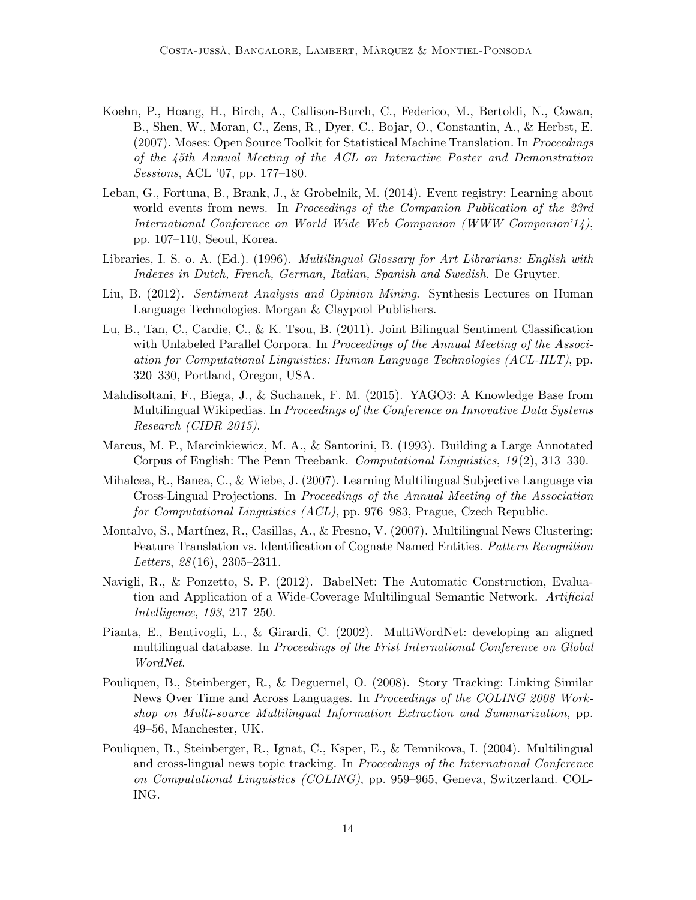Koehn, P., Hoang, H., Birch, A., Callison-Burch, C., Federico, M., Bertoldi, N., Cowan, B., Shen, W., Moran, C., Zens, R., Dyer, C., Bojar, O., Constantin, A., & Herbst, E. (2007). Moses: Open Source Toolkit for Statistical Machine Translation. In *Proceedings of the 45th Annual Meeting of the ACL on Interactive Poster and Demonstration Sessions*, ACL '07, pp. 177–180.

Leban, G., Fortuna, B., Brank, J., & Grobelnik, M. (2014). Event registry: Learning about world events from news. In *Proceedings of the Companion Publication of the 23rd International Conference on World Wide Web Companion (WWW Companion'14)*, pp. 107–110, Seoul, Korea.

Libraries, I. S. o. A. (Ed.). (1996). *Multilingual Glossary for Art Librarians: English with Indexes in Dutch, French, German, Italian, Spanish and Swedish*. De Gruyter.

Liu, B. (2012). *Sentiment Analysis and Opinion Mining*. Synthesis Lectures on Human Language Technologies. Morgan & Claypool Publishers.

Lu, B., Tan, C., Cardie, C., & K. Tsou, B. (2011). Joint Bilingual Sentiment Classification with Unlabeled Parallel Corpora. In *Proceedings of the Annual Meeting of the Association for Computational Linguistics: Human Language Technologies (ACL-HLT)*, pp. 320–330, Portland, Oregon, USA.

Mahdisoltani, F., Biega, J., & Suchanek, F. M. (2015). YAGO3: A Knowledge Base from Multilingual Wikipedias. In *Proceedings of the Conference on Innovative Data Systems Research (CIDR 2015)*.

Marcus, M. P., Marcinkiewicz, M. A., & Santorini, B. (1993). Building a Large Annotated Corpus of English: The Penn Treebank. *Computational Linguistics*, *19*(2), 313–330.

Mihalcea, R., Banea, C., & Wiebe, J. (2007). Learning Multilingual Subjective Language via Cross-Lingual Projections. In *Proceedings of the Annual Meeting of the Association for Computational Linguistics (ACL)*, pp. 976–983, Prague, Czech Republic.

Montalvo, S., Martínez, R., Casillas, A., & Fresno, V. (2007). Multilingual News Clustering: Feature Translation vs. Identification of Cognate Named Entities. *Pattern Recognition Letters*, *28*(16), 2305–2311.

Navigli, R., & Ponzetto, S. P. (2012). BabelNet: The Automatic Construction, Evaluation and Application of a Wide-Coverage Multilingual Semantic Network. *Artificial Intelligence*, *193*, 217–250.

Pianta, E., Bentivogli, L., & Girardi, C. (2002). MultiWordNet: developing an aligned multilingual database. In *Proceedings of the Frist International Conference on Global WordNet*.

Pouliquen, B., Steinberger, R., & Deguernel, O. (2008). Story Tracking: Linking Similar News Over Time and Across Languages. In *Proceedings of the COLING 2008 Workshop on Multi-source Multilingual Information Extraction and Summarization*, pp. 49–56, Manchester, UK.

Pouliquen, B., Steinberger, R., Ignat, C., Ksper, E., & Temnikova, I. (2004). Multilingual and cross-lingual news topic tracking. In *Proceedings of the International Conference on Computational Linguistics (COLING)*, pp. 959–965, Geneva, Switzerland. COLING.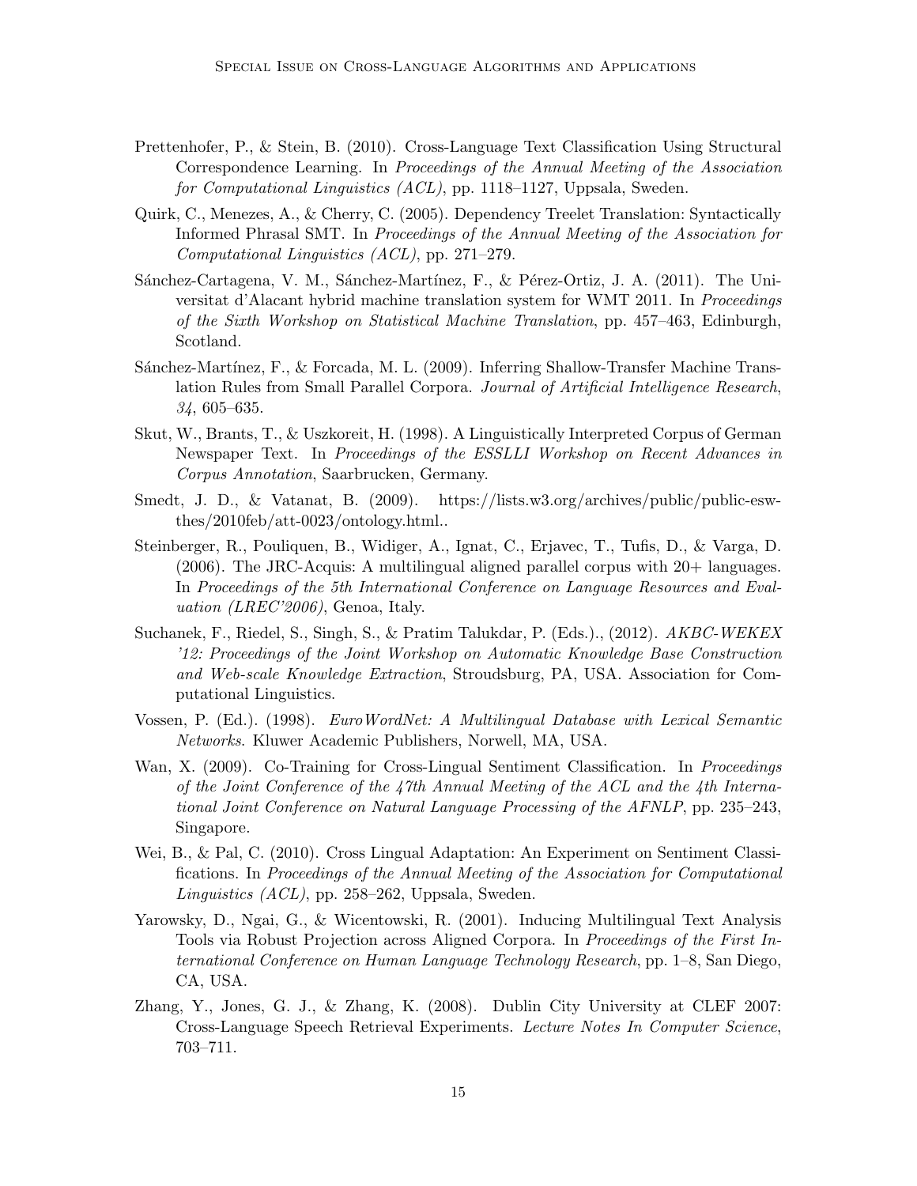Prettenhofer, P., & Stein, B. (2010). Cross-Language Text Classification Using Structural Correspondence Learning. In *Proceedings of the Annual Meeting of the Association for Computational Linguistics (ACL)*, pp. 1118–1127, Uppsala, Sweden.

Quirk, C., Menezes, A., & Cherry, C. (2005). Dependency Treelet Translation: Syntactically Informed Phrasal SMT. In *Proceedings of the Annual Meeting of the Association for Computational Linguistics (ACL)*, pp. 271–279.

Sánchez-Cartagena, V. M., Sánchez-Martínez, F., & Pérez-Ortiz, J. A. (2011). The Universitat d'Alacant hybrid machine translation system for WMT 2011. In *Proceedings of the Sixth Workshop on Statistical Machine Translation*, pp. 457–463, Edinburgh, Scotland.

Sánchez-Martínez, F., & Forcada, M. L. (2009). Inferring Shallow-Transfer Machine Translation Rules from Small Parallel Corpora. *Journal of Artificial Intelligence Research*, *34*, 605–635.

Skut, W., Brants, T., & Uszkoreit, H. (1998). A Linguistically Interpreted Corpus of German Newspaper Text. In *Proceedings of the ESSLLI Workshop on Recent Advances in Corpus Annotation*, Saarbrucken, Germany.

Smedt, J. D., & Vatanat, B. (2009). https://lists.w3.org/archives/public/public-esw-thes/2010feb/att-0023/ontology.html..

Steinberger, R., Pouliquen, B., Widiger, A., Ignat, C., Erjavec, T., Tufis, D., & Varga, D. (2006). The JRC-Acquis: A multilingual aligned parallel corpus with 20+ languages. In *Proceedings of the 5th International Conference on Language Resources and Evaluation (LREC'2006)*, Genoa, Italy.

Suchanek, F., Riedel, S., Singh, S., & Pratim Talukdar, P. (Eds.)., (2012). *AKBC-WEKEX '12: Proceedings of the Joint Workshop on Automatic Knowledge Base Construction and Web-scale Knowledge Extraction*, Stroudsburg, PA, USA. Association for Computational Linguistics.

Vossen, P. (Ed.). (1998). *EuroWordNet: A Multilingual Database with Lexical Semantic Networks*. Kluwer Academic Publishers, Norwell, MA, USA.

Wan, X. (2009). Co-Training for Cross-Lingual Sentiment Classification. In *Proceedings of the Joint Conference of the 47th Annual Meeting of the ACL and the 4th International Joint Conference on Natural Language Processing of the AFNLP*, pp. 235–243, Singapore.

Wei, B., & Pal, C. (2010). Cross Lingual Adaptation: An Experiment on Sentiment Classifications. In *Proceedings of the Annual Meeting of the Association for Computational Linguistics (ACL)*, pp. 258–262, Uppsala, Sweden.

Yarowsky, D., Ngai, G., & Wicentowski, R. (2001). Inducing Multilingual Text Analysis Tools via Robust Projection across Aligned Corpora. In *Proceedings of the First International Conference on Human Language Technology Research*, pp. 1–8, San Diego, CA, USA.

Zhang, Y., Jones, G. J., & Zhang, K. (2008). Dublin City University at CLEF 2007: Cross-Language Speech Retrieval Experiments. *Lecture Notes In Computer Science*, 703–711.